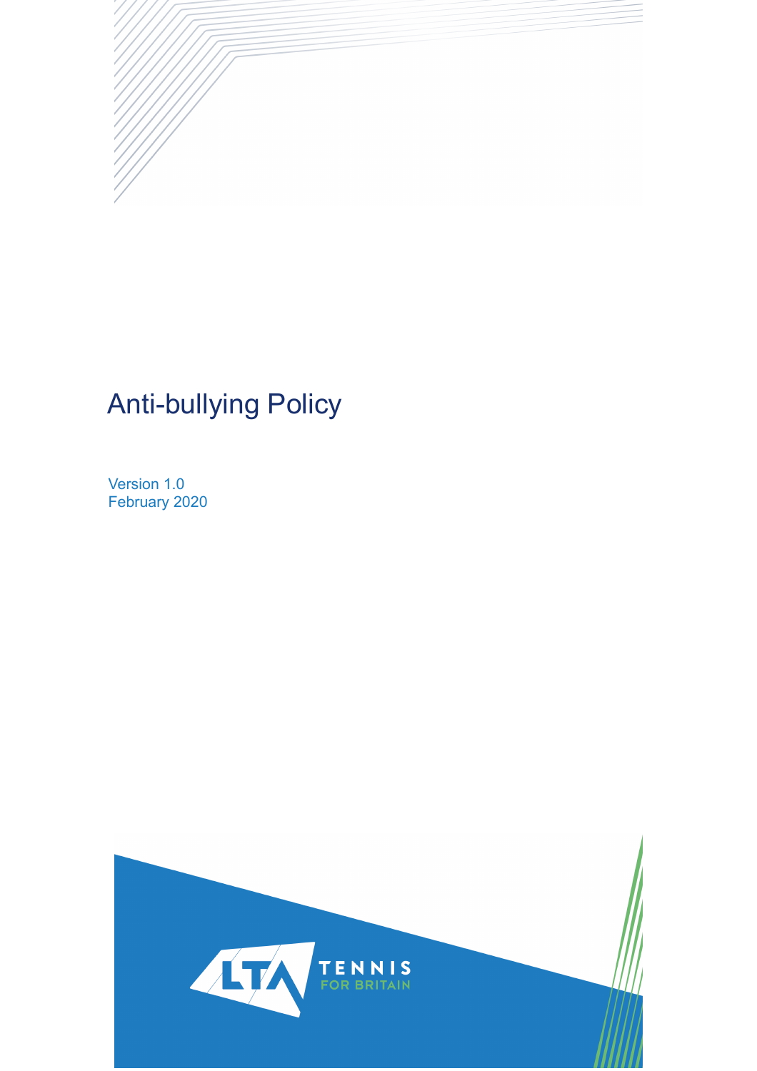# Anti-bullying Policy

Version 1.0
February 2020

LTA TENNIS FOR BRITAIN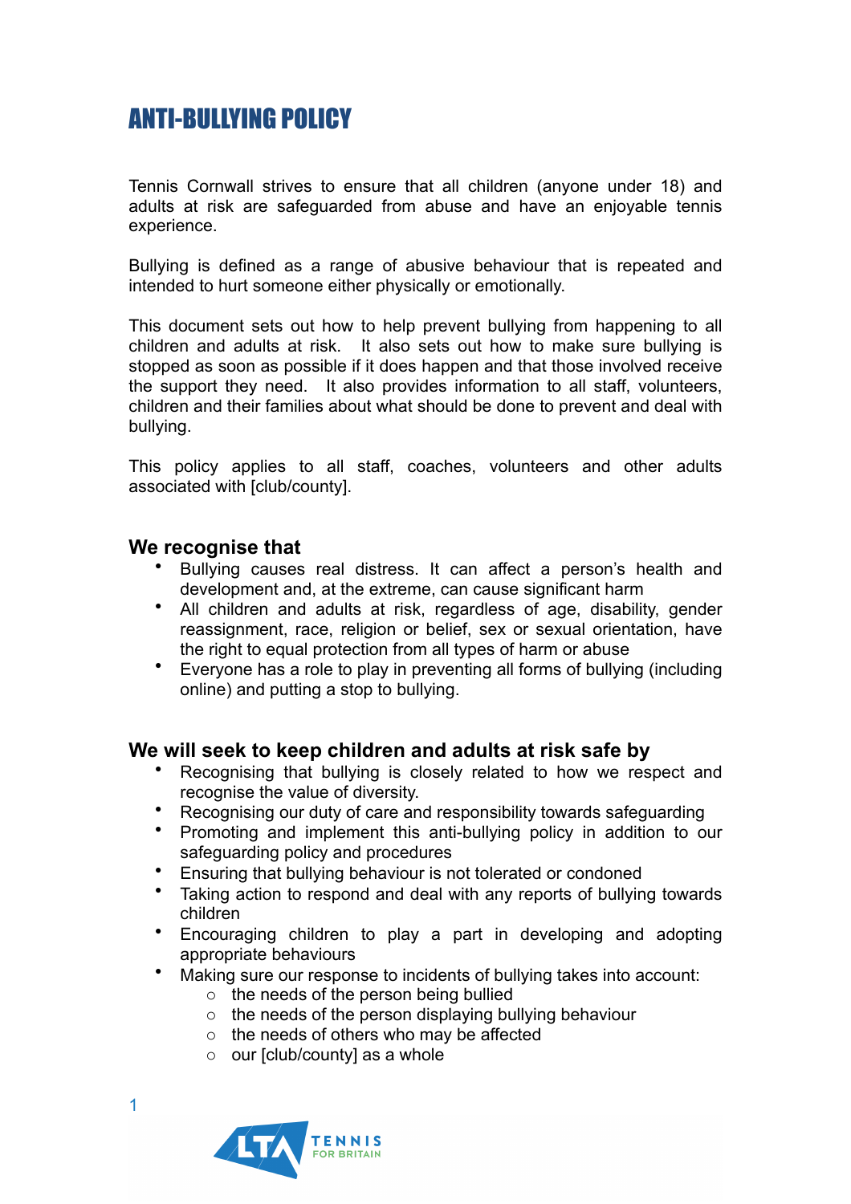# ANTI-BULLYING POLICY

Tennis Cornwall strives to ensure that all children (anyone under 18) and adults at risk are safeguarded from abuse and have an enjoyable tennis experience.

Bullying is defined as a range of abusive behaviour that is repeated and intended to hurt someone either physically or emotionally.

This document sets out how to help prevent bullying from happening to all children and adults at risk. It also sets out how to make sure bullying is stopped as soon as possible if it does happen and that those involved receive the support they need. It also provides information to all staff, volunteers, children and their families about what should be done to prevent and deal with bullying.

This policy applies to all staff, coaches, volunteers and other adults associated with [club/county].

### We recognise that

- Bullying causes real distress. It can affect a person's health and development and, at the extreme, can cause significant harm
- All children and adults at risk, regardless of age, disability, gender reassignment, race, religion or belief, sex or sexual orientation, have the right to equal protection from all types of harm or abuse
- Everyone has a role to play in preventing all forms of bullying (including online) and putting a stop to bullying.

### We will seek to keep children and adults at risk safe by

- Recognising that bullying is closely related to how we respect and recognise the value of diversity.
- Recognising our duty of care and responsibility towards safeguarding
- Promoting and implement this anti-bullying policy in addition to our safeguarding policy and procedures
- Ensuring that bullying behaviour is not tolerated or condoned
- Taking action to respond and deal with any reports of bullying towards children
- Encouraging children to play a part in developing and adopting appropriate behaviours
- Making sure our response to incidents of bullying takes into account:
    - the needs of the person being bullied
    - the needs of the person displaying bullying behaviour
    - the needs of others who may be affected
    - our [club/county] as a whole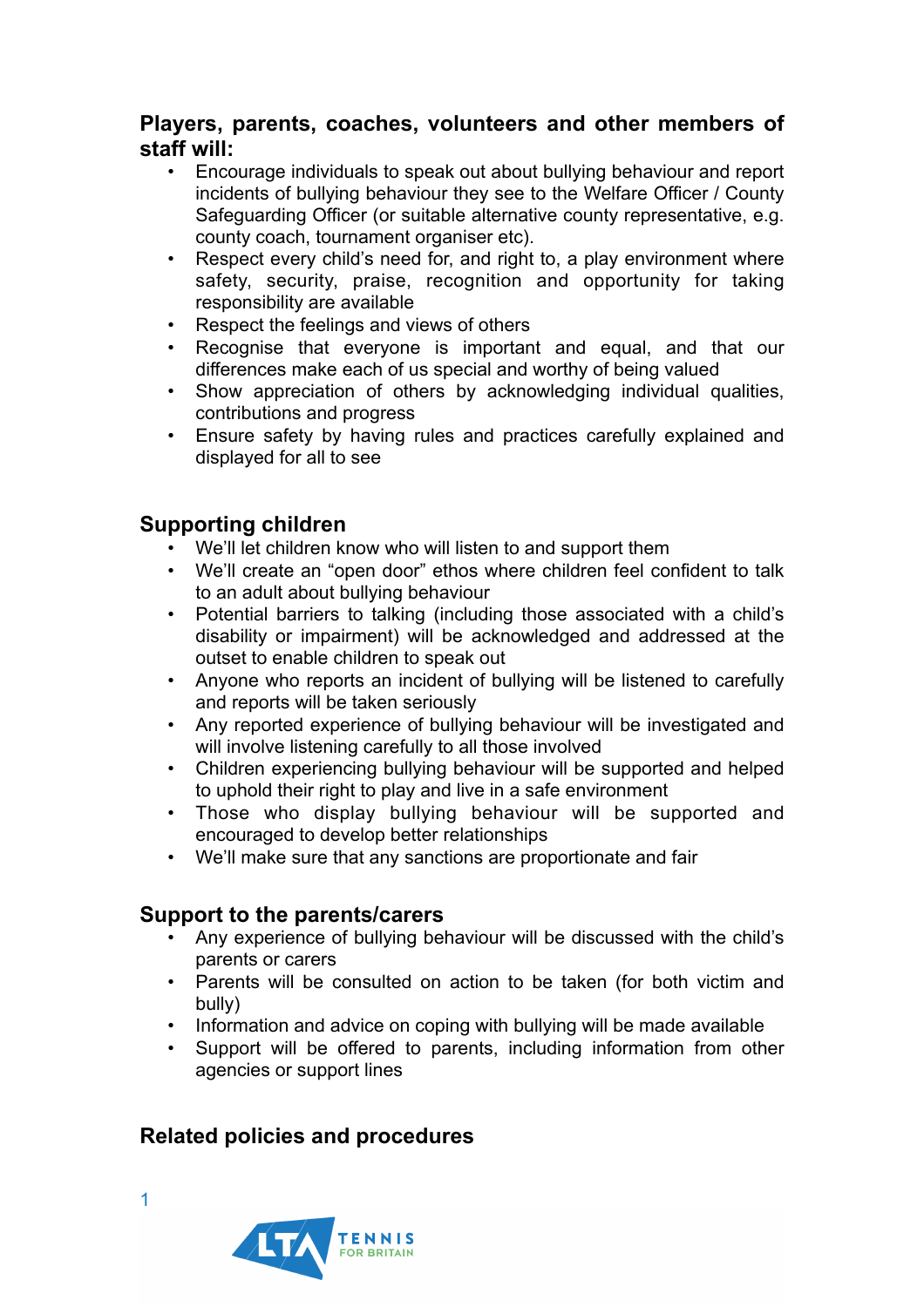### Players, parents, coaches, volunteers and other members of staff will:

- Encourage individuals to speak out about bullying behaviour and report incidents of bullying behaviour they see to the Welfare Officer / County Safeguarding Officer (or suitable alternative county representative, e.g. county coach, tournament organiser etc).
- Respect every child's need for, and right to, a play environment where safety, security, praise, recognition and opportunity for taking responsibility are available
- Respect the feelings and views of others
- Recognise that everyone is important and equal, and that our differences make each of us special and worthy of being valued
- Show appreciation of others by acknowledging individual qualities, contributions and progress
- Ensure safety by having rules and practices carefully explained and displayed for all to see

### Supporting children

- We'll let children know who will listen to and support them
- We'll create an "open door" ethos where children feel confident to talk to an adult about bullying behaviour
- Potential barriers to talking (including those associated with a child's disability or impairment) will be acknowledged and addressed at the outset to enable children to speak out
- Anyone who reports an incident of bullying will be listened to carefully and reports will be taken seriously
- Any reported experience of bullying behaviour will be investigated and will involve listening carefully to all those involved
- Children experiencing bullying behaviour will be supported and helped to uphold their right to play and live in a safe environment
- Those who display bullying behaviour will be supported and encouraged to develop better relationships
- We'll make sure that any sanctions are proportionate and fair

### Support to the parents/carers

- Any experience of bullying behaviour will be discussed with the child's parents or carers
- Parents will be consulted on action to be taken (for both victim and bully)
- Information and advice on coping with bullying will be made available
- Support will be offered to parents, including information from other agencies or support lines

### Related policies and procedures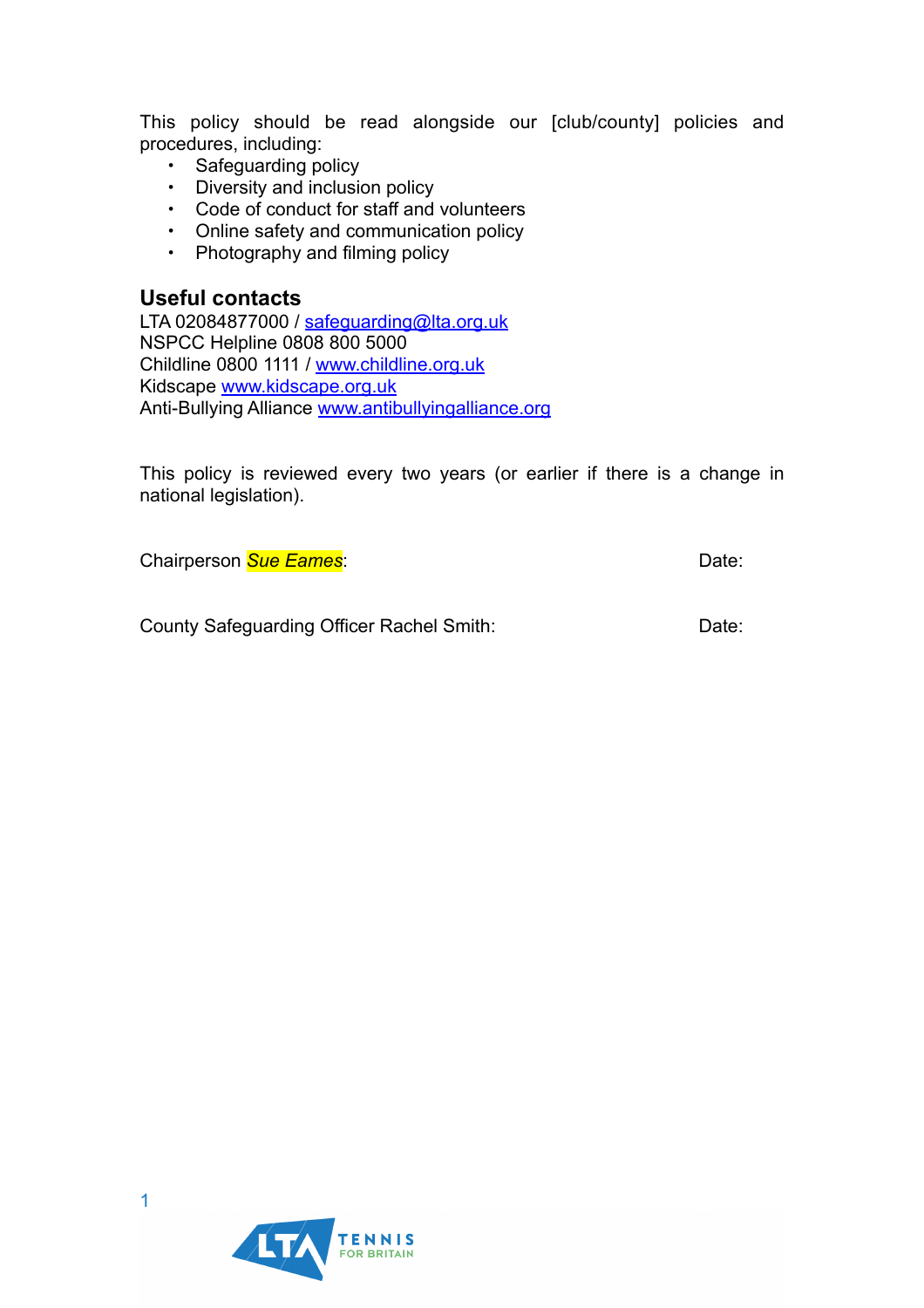This policy should be read alongside our [club/county] policies and procedures, including:

- Safeguarding policy
- Diversity and inclusion policy
- Code of conduct for staff and volunteers
- Online safety and communication policy
- Photography and filming policy

## Useful contacts

LTA 02084877000 / safeguarding@lta.org.uk
NSPCC Helpline 0808 800 5000
Childline 0800 1111 / www.childline.org.uk
Kidscape www.kidscape.org.uk
Anti-Bullying Alliance www.antibullyingalliance.org

This policy is reviewed every two years (or earlier if there is a change in national legislation).

Chairperson *Sue Eames*: Date:

County Safeguarding Officer Rachel Smith: Date: